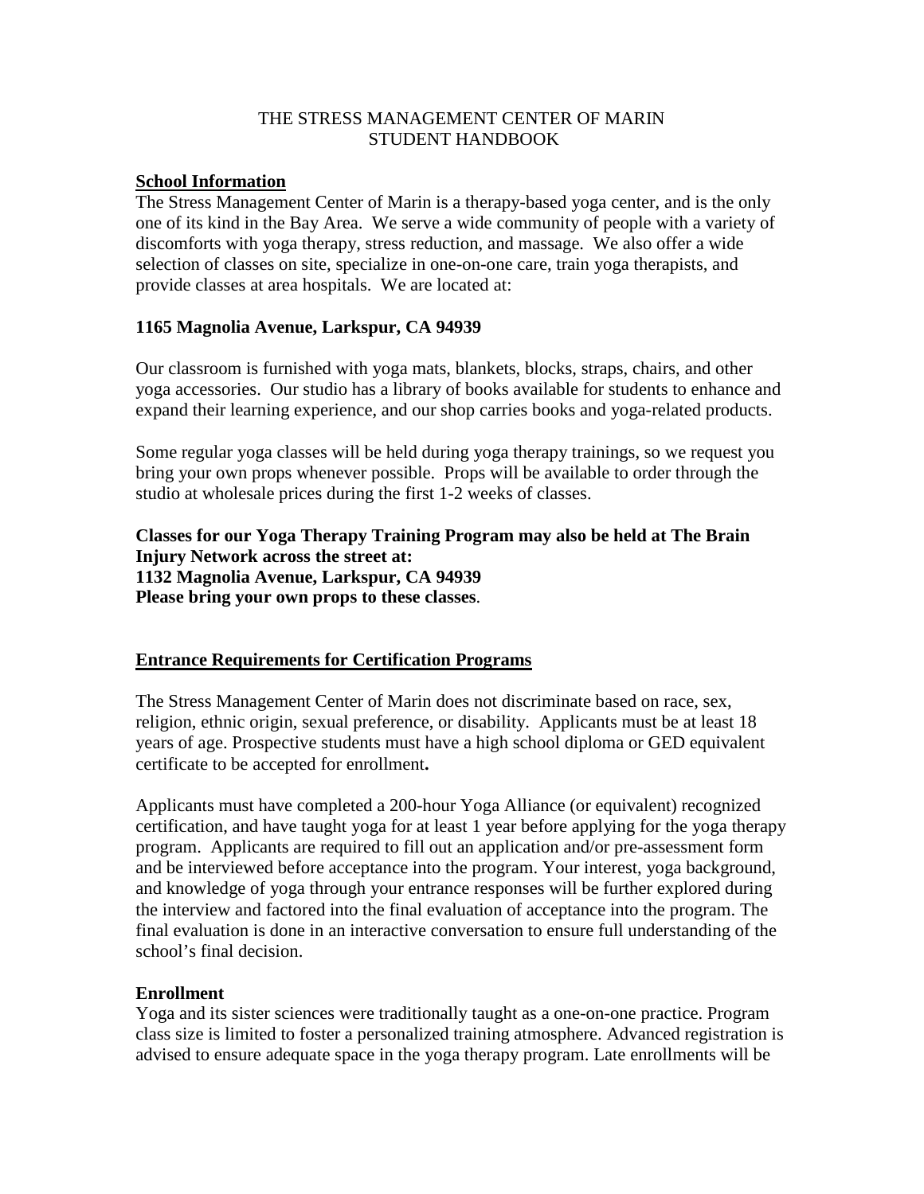# THE STRESS MANAGEMENT CENTER OF MARIN
# STUDENT HANDBOOK

## School Information

The Stress Management Center of Marin is a therapy-based yoga center, and is the only one of its kind in the Bay Area. We serve a wide community of people with a variety of discomforts with yoga therapy, stress reduction, and massage. We also offer a wide selection of classes on site, specialize in one-on-one care, train yoga therapists, and provide classes at area hospitals. We are located at:

**1165 Magnolia Avenue, Larkspur, CA 94939**

Our classroom is furnished with yoga mats, blankets, blocks, straps, chairs, and other yoga accessories. Our studio has a library of books available for students to enhance and expand their learning experience, and our shop carries books and yoga-related products.

Some regular yoga classes will be held during yoga therapy trainings, so we request you bring your own props whenever possible. Props will be available to order through the studio at wholesale prices during the first 1-2 weeks of classes.

**Classes for our Yoga Therapy Training Program may also be held at The Brain Injury Network across the street at:**
**1132 Magnolia Avenue, Larkspur, CA 94939**
**Please bring your own props to these classes**.

## Entrance Requirements for Certification Programs

The Stress Management Center of Marin does not discriminate based on race, sex, religion, ethnic origin, sexual preference, or disability. Applicants must be at least 18 years of age. Prospective students must have a high school diploma or GED equivalent certificate to be accepted for enrollment**.**

Applicants must have completed a 200-hour Yoga Alliance (or equivalent) recognized certification, and have taught yoga for at least 1 year before applying for the yoga therapy program. Applicants are required to fill out an application and/or pre-assessment form and be interviewed before acceptance into the program. Your interest, yoga background, and knowledge of yoga through your entrance responses will be further explored during the interview and factored into the final evaluation of acceptance into the program. The final evaluation is done in an interactive conversation to ensure full understanding of the school's final decision.

### Enrollment

Yoga and its sister sciences were traditionally taught as a one-on-one practice. Program class size is limited to foster a personalized training atmosphere. Advanced registration is advised to ensure adequate space in the yoga therapy program. Late enrollments will be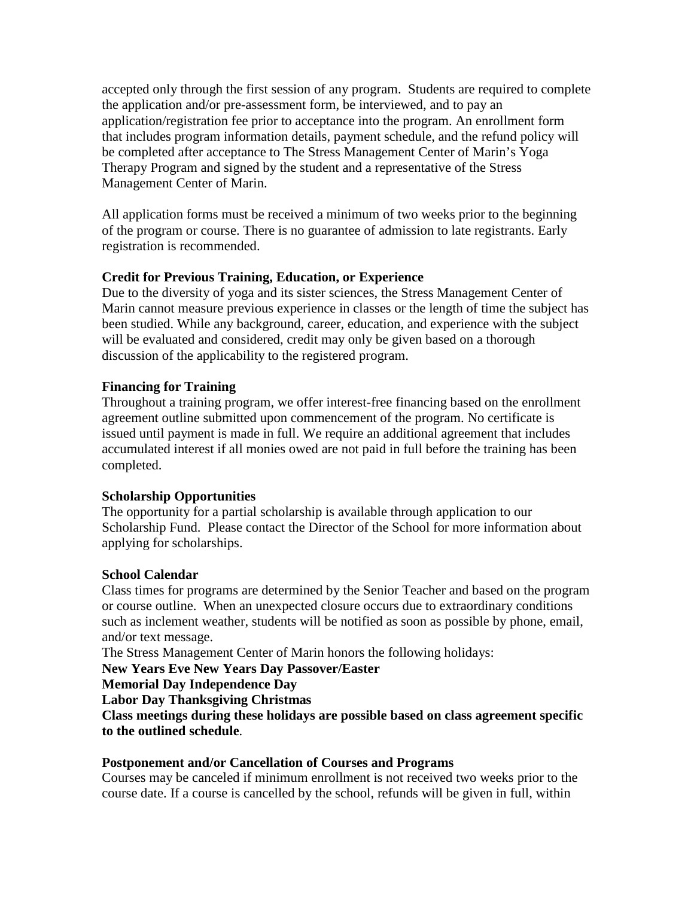accepted only through the first session of any program. Students are required to complete the application and/or pre-assessment form, be interviewed, and to pay an application/registration fee prior to acceptance into the program. An enrollment form that includes program information details, payment schedule, and the refund policy will be completed after acceptance to The Stress Management Center of Marin's Yoga Therapy Program and signed by the student and a representative of the Stress Management Center of Marin.

All application forms must be received a minimum of two weeks prior to the beginning of the program or course. There is no guarantee of admission to late registrants. Early registration is recommended.

**Credit for Previous Training, Education, or Experience**

Due to the diversity of yoga and its sister sciences, the Stress Management Center of Marin cannot measure previous experience in classes or the length of time the subject has been studied. While any background, career, education, and experience with the subject will be evaluated and considered, credit may only be given based on a thorough discussion of the applicability to the registered program.

**Financing for Training**

Throughout a training program, we offer interest-free financing based on the enrollment agreement outline submitted upon commencement of the program. No certificate is issued until payment is made in full. We require an additional agreement that includes accumulated interest if all monies owed are not paid in full before the training has been completed.

**Scholarship Opportunities**

The opportunity for a partial scholarship is available through application to our Scholarship Fund. Please contact the Director of the School for more information about applying for scholarships.

**School Calendar**

Class times for programs are determined by the Senior Teacher and based on the program or course outline. When an unexpected closure occurs due to extraordinary conditions such as inclement weather, students will be notified as soon as possible by phone, email, and/or text message.

The Stress Management Center of Marin honors the following holidays:

**New Years Eve New Years Day Passover/Easter**
**Memorial Day Independence Day**
**Labor Day Thanksgiving Christmas**
**Class meetings during these holidays are possible based on class agreement specific to the outlined schedule**.

**Postponement and/or Cancellation of Courses and Programs**

Courses may be canceled if minimum enrollment is not received two weeks prior to the course date. If a course is cancelled by the school, refunds will be given in full, within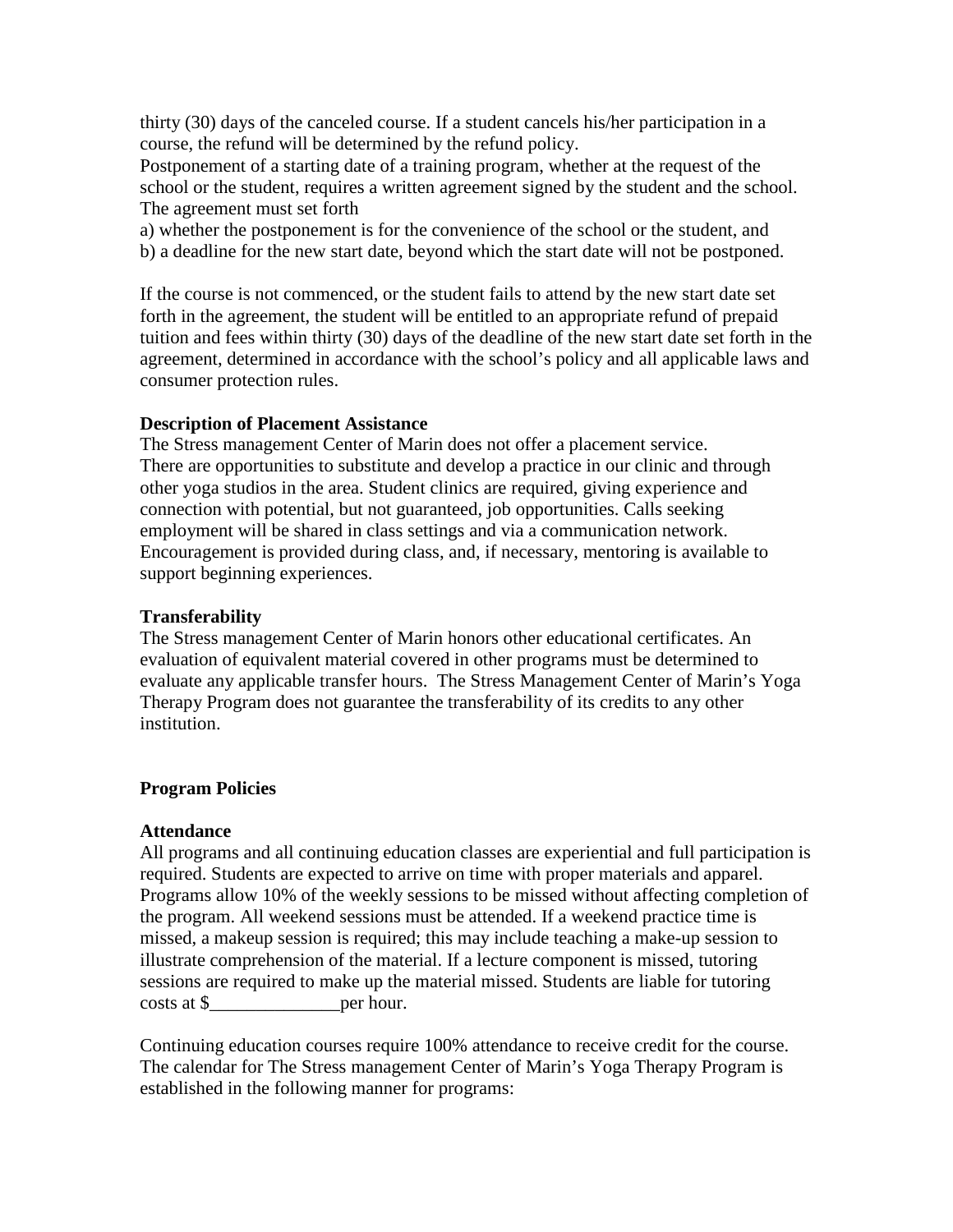thirty (30) days of the canceled course. If a student cancels his/her participation in a course, the refund will be determined by the refund policy.

Postponement of a starting date of a training program, whether at the request of the school or the student, requires a written agreement signed by the student and the school. The agreement must set forth

a) whether the postponement is for the convenience of the school or the student, and
b) a deadline for the new start date, beyond which the start date will not be postponed.

If the course is not commenced, or the student fails to attend by the new start date set forth in the agreement, the student will be entitled to an appropriate refund of prepaid tuition and fees within thirty (30) days of the deadline of the new start date set forth in the agreement, determined in accordance with the school's policy and all applicable laws and consumer protection rules.

**Description of Placement Assistance**

The Stress management Center of Marin does not offer a placement service. There are opportunities to substitute and develop a practice in our clinic and through other yoga studios in the area. Student clinics are required, giving experience and connection with potential, but not guaranteed, job opportunities. Calls seeking employment will be shared in class settings and via a communication network. Encouragement is provided during class, and, if necessary, mentoring is available to support beginning experiences.

**Transferability**

The Stress management Center of Marin honors other educational certificates. An evaluation of equivalent material covered in other programs must be determined to evaluate any applicable transfer hours. The Stress Management Center of Marin's Yoga Therapy Program does not guarantee the transferability of its credits to any other institution.

**Program Policies**

**Attendance**

All programs and all continuing education classes are experiential and full participation is required. Students are expected to arrive on time with proper materials and apparel. Programs allow 10% of the weekly sessions to be missed without affecting completion of the program. All weekend sessions must be attended. If a weekend practice time is missed, a makeup session is required; this may include teaching a make-up session to illustrate comprehension of the material. If a lecture component is missed, tutoring sessions are required to make up the material missed. Students are liable for tutoring costs at $______________per hour.

Continuing education courses require 100% attendance to receive credit for the course. The calendar for The Stress management Center of Marin's Yoga Therapy Program is established in the following manner for programs: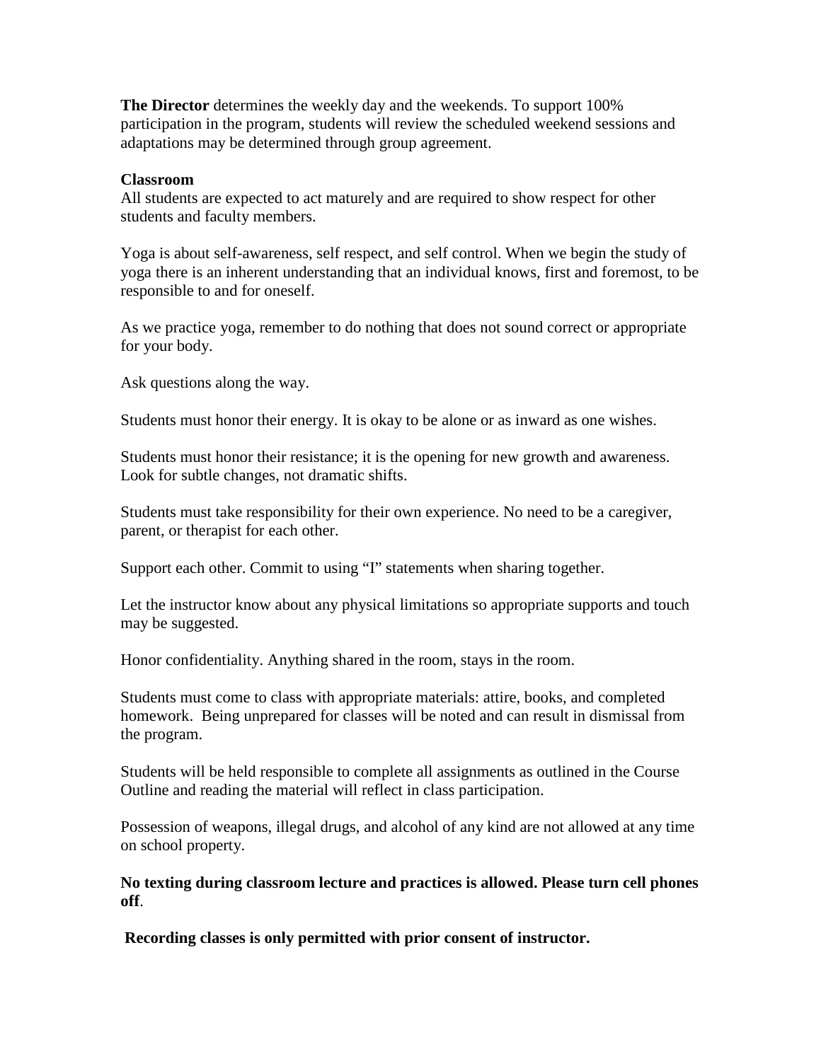**The Director** determines the weekly day and the weekends. To support 100% participation in the program, students will review the scheduled weekend sessions and adaptations may be determined through group agreement.

**Classroom**

All students are expected to act maturely and are required to show respect for other students and faculty members.

Yoga is about self-awareness, self respect, and self control. When we begin the study of yoga there is an inherent understanding that an individual knows, first and foremost, to be responsible to and for oneself.

As we practice yoga, remember to do nothing that does not sound correct or appropriate for your body.

Ask questions along the way.

Students must honor their energy. It is okay to be alone or as inward as one wishes.

Students must honor their resistance; it is the opening for new growth and awareness. Look for subtle changes, not dramatic shifts.

Students must take responsibility for their own experience. No need to be a caregiver, parent, or therapist for each other.

Support each other. Commit to using "I" statements when sharing together.

Let the instructor know about any physical limitations so appropriate supports and touch may be suggested.

Honor confidentiality. Anything shared in the room, stays in the room.

Students must come to class with appropriate materials: attire, books, and completed homework. Being unprepared for classes will be noted and can result in dismissal from the program.

Students will be held responsible to complete all assignments as outlined in the Course Outline and reading the material will reflect in class participation.

Possession of weapons, illegal drugs, and alcohol of any kind are not allowed at any time on school property.

**No texting during classroom lecture and practices is allowed. Please turn cell phones off**.

**Recording classes is only permitted with prior consent of instructor.**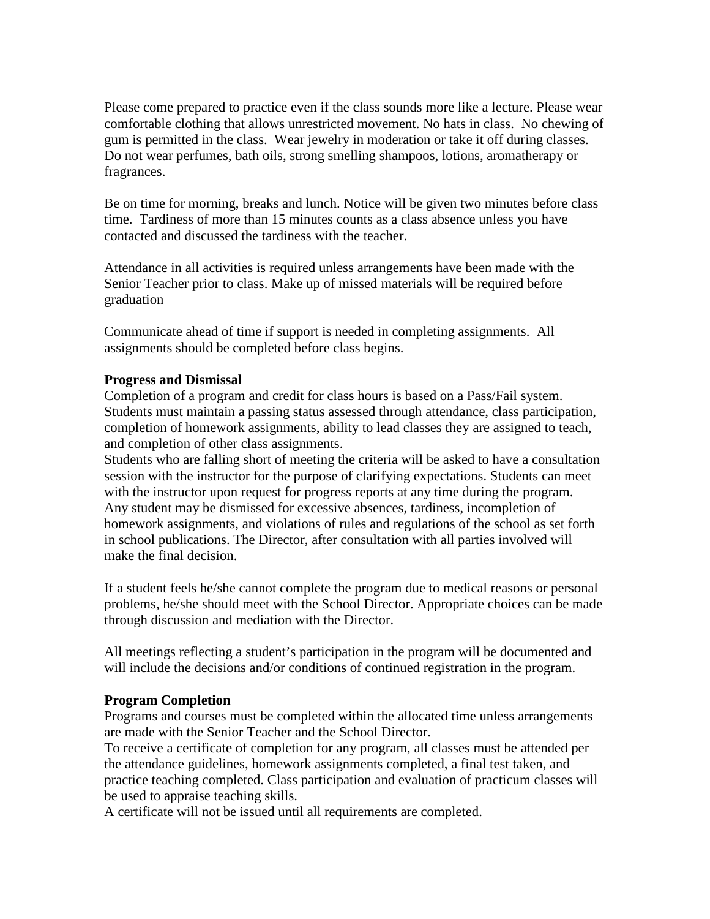Please come prepared to practice even if the class sounds more like a lecture. Please wear comfortable clothing that allows unrestricted movement. No hats in class. No chewing of gum is permitted in the class. Wear jewelry in moderation or take it off during classes. Do not wear perfumes, bath oils, strong smelling shampoos, lotions, aromatherapy or fragrances.

Be on time for morning, breaks and lunch. Notice will be given two minutes before class time. Tardiness of more than 15 minutes counts as a class absence unless you have contacted and discussed the tardiness with the teacher.

Attendance in all activities is required unless arrangements have been made with the Senior Teacher prior to class. Make up of missed materials will be required before graduation

Communicate ahead of time if support is needed in completing assignments. All assignments should be completed before class begins.

**Progress and Dismissal**

Completion of a program and credit for class hours is based on a Pass/Fail system. Students must maintain a passing status assessed through attendance, class participation, completion of homework assignments, ability to lead classes they are assigned to teach, and completion of other class assignments.

Students who are falling short of meeting the criteria will be asked to have a consultation session with the instructor for the purpose of clarifying expectations. Students can meet with the instructor upon request for progress reports at any time during the program. Any student may be dismissed for excessive absences, tardiness, incompletion of homework assignments, and violations of rules and regulations of the school as set forth in school publications. The Director, after consultation with all parties involved will make the final decision.

If a student feels he/she cannot complete the program due to medical reasons or personal problems, he/she should meet with the School Director. Appropriate choices can be made through discussion and mediation with the Director.

All meetings reflecting a student's participation in the program will be documented and will include the decisions and/or conditions of continued registration in the program.

**Program Completion**

Programs and courses must be completed within the allocated time unless arrangements are made with the Senior Teacher and the School Director.

To receive a certificate of completion for any program, all classes must be attended per the attendance guidelines, homework assignments completed, a final test taken, and practice teaching completed. Class participation and evaluation of practicum classes will be used to appraise teaching skills.

A certificate will not be issued until all requirements are completed.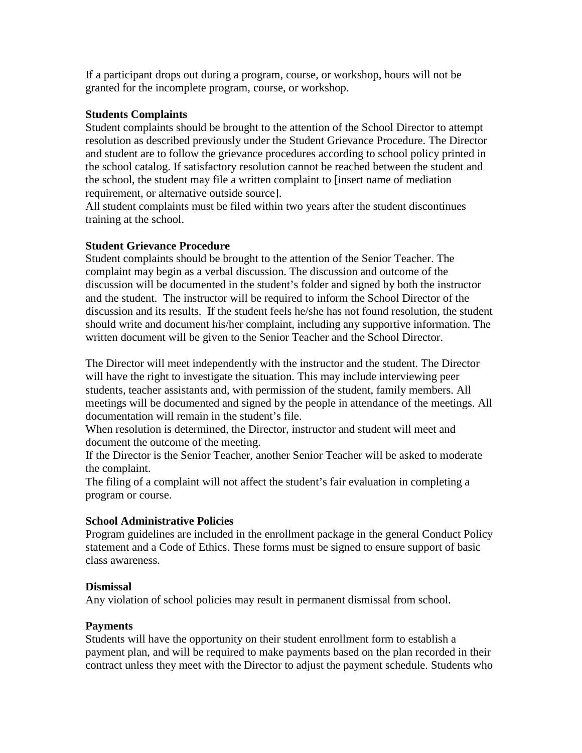If a participant drops out during a program, course, or workshop, hours will not be granted for the incomplete program, course, or workshop.

**Students Complaints**

Student complaints should be brought to the attention of the School Director to attempt resolution as described previously under the Student Grievance Procedure. The Director and student are to follow the grievance procedures according to school policy printed in the school catalog. If satisfactory resolution cannot be reached between the student and the school, the student may file a written complaint to [insert name of mediation requirement, or alternative outside source].

All student complaints must be filed within two years after the student discontinues training at the school.

**Student Grievance Procedure**

Student complaints should be brought to the attention of the Senior Teacher. The complaint may begin as a verbal discussion. The discussion and outcome of the discussion will be documented in the student's folder and signed by both the instructor and the student. The instructor will be required to inform the School Director of the discussion and its results. If the student feels he/she has not found resolution, the student should write and document his/her complaint, including any supportive information. The written document will be given to the Senior Teacher and the School Director.

The Director will meet independently with the instructor and the student. The Director will have the right to investigate the situation. This may include interviewing peer students, teacher assistants and, with permission of the student, family members. All meetings will be documented and signed by the people in attendance of the meetings. All documentation will remain in the student's file.

When resolution is determined, the Director, instructor and student will meet and document the outcome of the meeting.

If the Director is the Senior Teacher, another Senior Teacher will be asked to moderate the complaint.

The filing of a complaint will not affect the student's fair evaluation in completing a program or course.

**School Administrative Policies**

Program guidelines are included in the enrollment package in the general Conduct Policy statement and a Code of Ethics. These forms must be signed to ensure support of basic class awareness.

**Dismissal**

Any violation of school policies may result in permanent dismissal from school.

**Payments**

Students will have the opportunity on their student enrollment form to establish a payment plan, and will be required to make payments based on the plan recorded in their contract unless they meet with the Director to adjust the payment schedule. Students who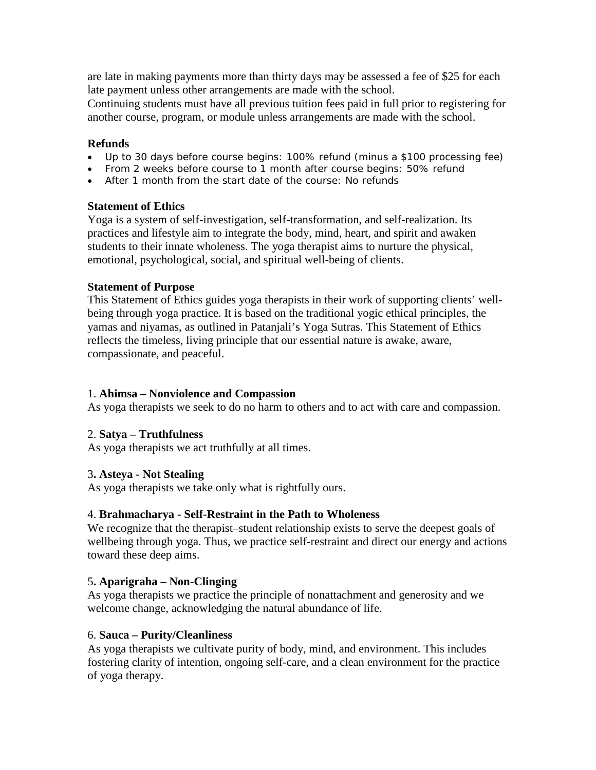are late in making payments more than thirty days may be assessed a fee of $25 for each late payment unless other arrangements are made with the school.
Continuing students must have all previous tuition fees paid in full prior to registering for another course, program, or module unless arrangements are made with the school.

**Refunds**

- Up to 30 days before course begins: 100% refund (minus a $100 processing fee)
- From 2 weeks before course to 1 month after course begins: 50% refund
- After 1 month from the start date of the course: No refunds

**Statement of Ethics**

Yoga is a system of self-investigation, self-transformation, and self-realization. Its practices and lifestyle aim to integrate the body, mind, heart, and spirit and awaken students to their innate wholeness. The yoga therapist aims to nurture the physical, emotional, psychological, social, and spiritual well-being of clients.

**Statement of Purpose**

This Statement of Ethics guides yoga therapists in their work of supporting clients' well-being through yoga practice. It is based on the traditional yogic ethical principles, the yamas and niyamas, as outlined in Patanjali's Yoga Sutras. This Statement of Ethics reflects the timeless, living principle that our essential nature is awake, aware, compassionate, and peaceful.

1. **Ahimsa – Nonviolence and Compassion**
As yoga therapists we seek to do no harm to others and to act with care and compassion.

2. **Satya – Truthfulness**
As yoga therapists we act truthfully at all times.

3**. Asteya - Not Stealing**
As yoga therapists we take only what is rightfully ours.

4. **Brahmacharya - Self-Restraint in the Path to Wholeness**
We recognize that the therapist–student relationship exists to serve the deepest goals of wellbeing through yoga. Thus, we practice self-restraint and direct our energy and actions toward these deep aims.

5**. Aparigraha – Non-Clinging**
As yoga therapists we practice the principle of nonattachment and generosity and we welcome change, acknowledging the natural abundance of life.

6. **Sauca – Purity/Cleanliness**
As yoga therapists we cultivate purity of body, mind, and environment. This includes fostering clarity of intention, ongoing self-care, and a clean environment for the practice of yoga therapy.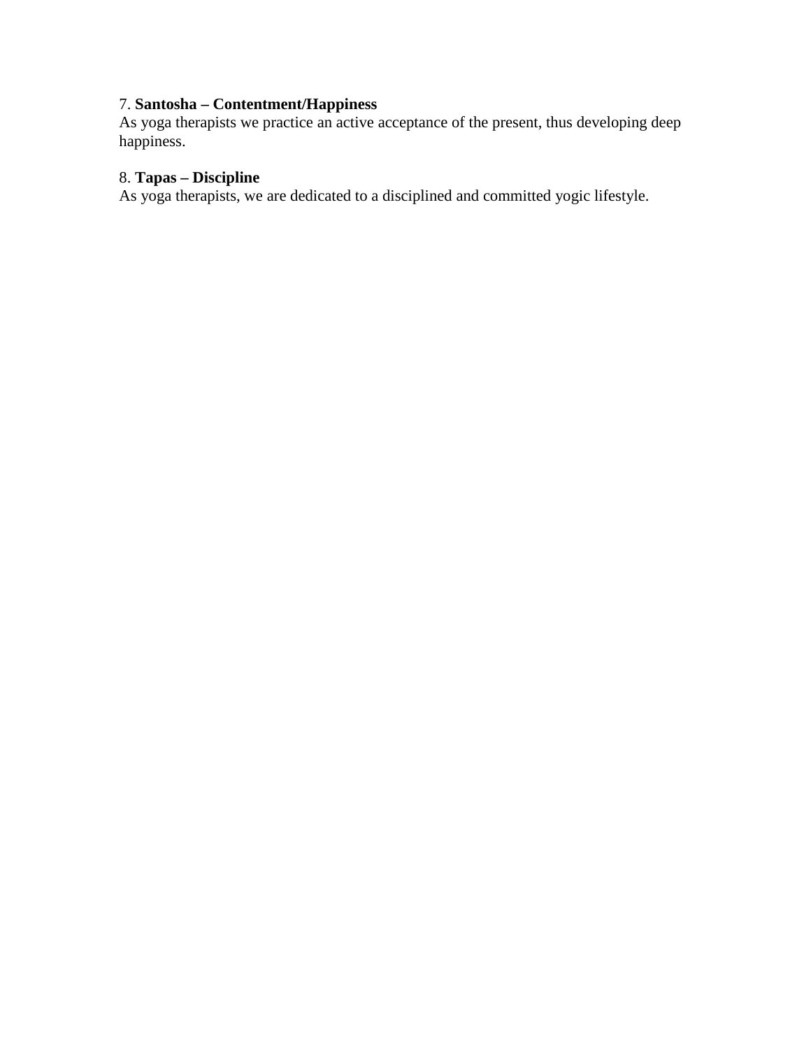7. **Santosha – Contentment/Happiness**
As yoga therapists we practice an active acceptance of the present, thus developing deep happiness.

8. **Tapas – Discipline**
As yoga therapists, we are dedicated to a disciplined and committed yogic lifestyle.